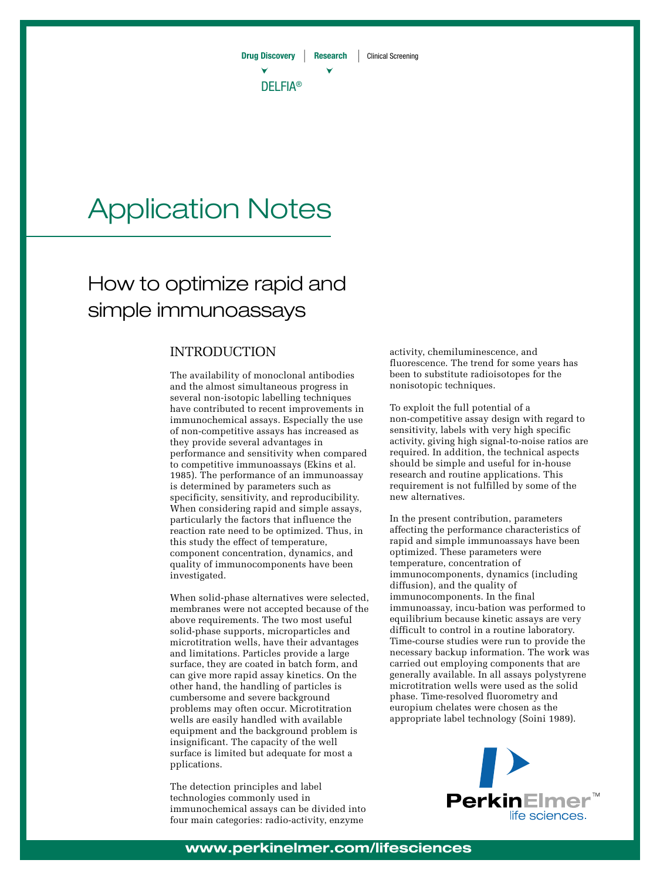Drug Discovery | Research | Clinical Screening

DELFIA®

# Application Notes

## How to optimize rapid and simple immunoassays

### INTRODUCTION

The availability of monoclonal antibodies and the almost simultaneous progress in several non-isotopic labelling techniques have contributed to recent improvements in immunochemical assays. Especially the use of non-competitive assays has increased as they provide several advantages in performance and sensitivity when compared to competitive immunoassays (Ekins et al. 1985). The performance of an immunoassay is determined by parameters such as specificity, sensitivity, and reproducibility. When considering rapid and simple assays, particularly the factors that influence the reaction rate need to be optimized. Thus, in this study the effect of temperature, component concentration, dynamics, and quality of immunocomponents have been investigated.

When solid-phase alternatives were selected, membranes were not accepted because of the above requirements. The two most useful solid-phase supports, microparticles and microtitration wells, have their advantages and limitations. Particles provide a large surface, they are coated in batch form, and can give more rapid assay kinetics. On the other hand, the handling of particles is cumbersome and severe background problems may often occur. Microtitration wells are easily handled with available equipment and the background problem is insignificant. The capacity of the well surface is limited but adequate for most a pplications.

The detection principles and label technologies commonly used in immunochemical assays can be divided into four main categories: radio-activity, enzyme activity, chemiluminescence, and fluorescence. The trend for some years has been to substitute radioisotopes for the nonisotopic techniques.

To exploit the full potential of a non-competitive assay design with regard to sensitivity, labels with very high specific activity, giving high signal-to-noise ratios are required. In addition, the technical aspects should be simple and useful for in-house research and routine applications. This requirement is not fulfilled by some of the new alternatives.

In the present contribution, parameters affecting the performance characteristics of rapid and simple immunoassays have been optimized. These parameters were temperature, concentration of immunocomponents, dynamics (including diffusion), and the quality of immunocomponents. In the final immunoassay, incu-bation was performed to equilibrium because kinetic assays are very difficult to control in a routine laboratory. Time-course studies were run to provide the necessary backup information. The work was carried out employing components that are generally available. In all assays polystyrene microtitration wells were used as the solid phase. Time-resolved fluorometry and europium chelates were chosen as the appropriate label technology (Soini 1989).

PerkinElmer™ life sciences.

www.perkinelmer.com/lifesciences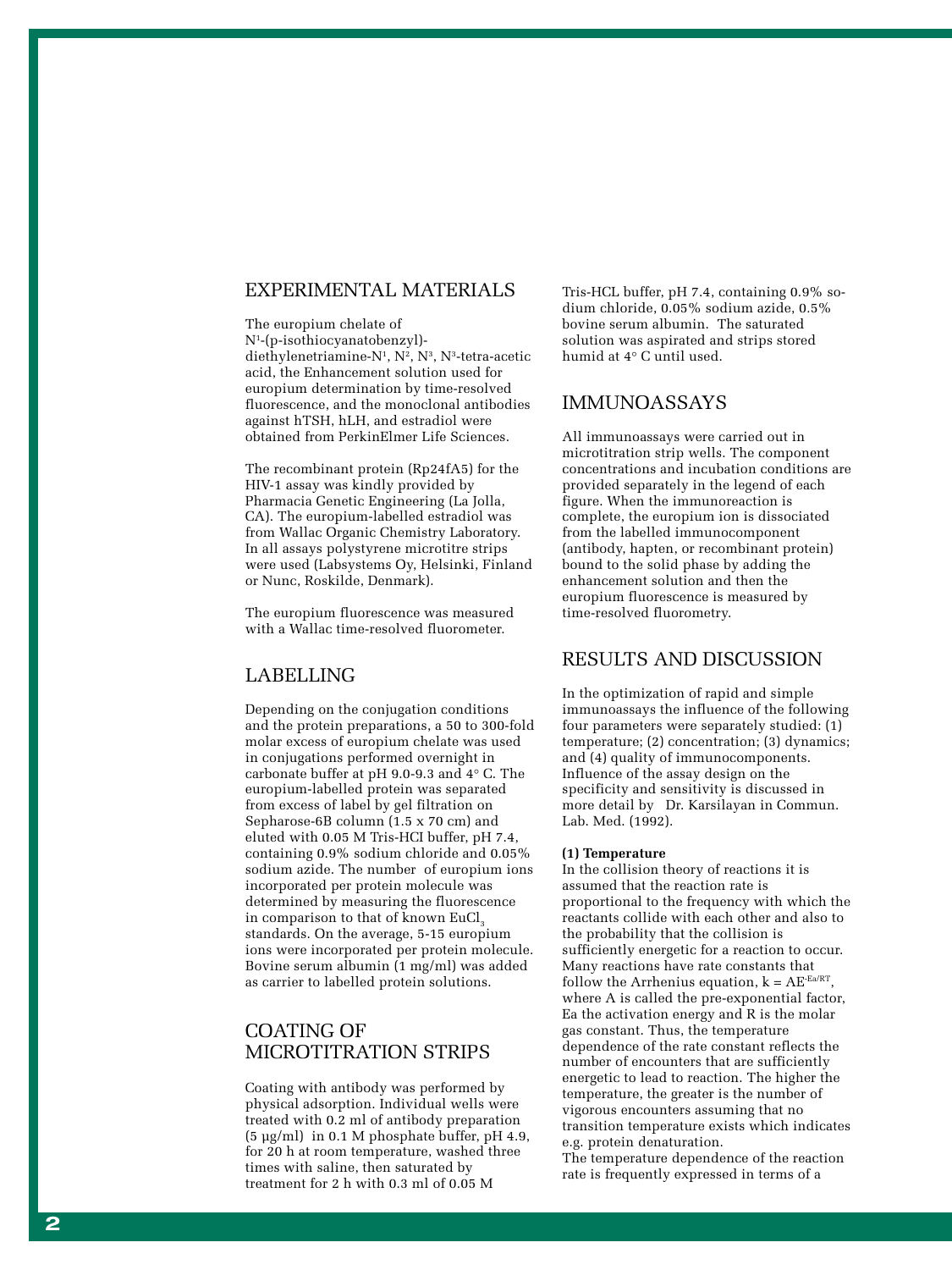## EXPERIMENTAL MATERIALS

The europium chelate of $N^1$-(p-isothiocyanatobenzyl)-diethylenetriamine-$N^1$, $N^2$, $N^3$, $N^3$-tetra-acetic acid, the Enhancement solution used for europium determination by time-resolved fluorescence, and the monoclonal antibodies against hTSH, hLH, and estradiol were obtained from PerkinElmer Life Sciences.

The recombinant protein (Rp24fA5) for the HIV-1 assay was kindly provided by Pharmacia Genetic Engineering (La Jolla, CA). The europium-labelled estradiol was from Wallac Organic Chemistry Laboratory. In all assays polystyrene microtitre strips were used (Labsystems Oy, Helsinki, Finland or Nunc, Roskilde, Denmark).

The europium fluorescence was measured with a Wallac time-resolved fluorometer.

## LABELLING

Depending on the conjugation conditions and the protein preparations, a 50 to 300-fold molar excess of europium chelate was used in conjugations performed overnight in carbonate buffer at pH 9.0-9.3 and 4° C. The europium-labelled protein was separated from excess of label by gel filtration on Sepharose-6B column (1.5 x 70 cm) and eluted with 0.05 M Tris-HCI buffer, pH 7.4, containing 0.9% sodium chloride and 0.05% sodium azide. The number of europium ions incorporated per protein molecule was determined by measuring the fluorescence in comparison to that of known $EuCl_3$ standards. On the average, 5-15 europium ions were incorporated per protein molecule. Bovine serum albumin (1 mg/ml) was added as carrier to labelled protein solutions.

## COATING OF MICROTITRATION STRIPS

Coating with antibody was performed by physical adsorption. Individual wells were treated with 0.2 ml of antibody preparation (5 µg/ml) in 0.1 M phosphate buffer, pH 4.9, for 20 h at room temperature, washed three times with saline, then saturated by treatment for 2 h with 0.3 ml of 0.05 M Tris-HCL buffer, pH 7.4, containing 0.9% sodium chloride, 0.05% sodium azide, 0.5% bovine serum albumin. The saturated solution was aspirated and strips stored humid at 4° C until used.

## IMMUNOASSAYS

All immunoassays were carried out in microtitration strip wells. The component concentrations and incubation conditions are provided separately in the legend of each figure. When the immunoreaction is complete, the europium ion is dissociated from the labelled immunocomponent (antibody, hapten, or recombinant protein) bound to the solid phase by adding the enhancement solution and then the europium fluorescence is measured by time-resolved fluorometry.

## RESULTS AND DISCUSSION

In the optimization of rapid and simple immunoassays the influence of the following four parameters were separately studied: (1) temperature; (2) concentration; (3) dynamics; and (4) quality of immunocomponents. Influence of the assay design on the specificity and sensitivity is discussed in more detail by Dr. Karsilayan in Commun. Lab. Med. (1992).

**(1) Temperature**

In the collision theory of reactions it is assumed that the reaction rate is proportional to the frequency with which the reactants collide with each other and also to the probability that the collision is sufficiently energetic for a reaction to occur. Many reactions have rate constants that follow the Arrhenius equation, $k = AE^{-Ea/RT}$, where A is called the pre-exponential factor, Ea the activation energy and R is the molar gas constant. Thus, the temperature dependence of the rate constant reflects the number of encounters that are sufficiently energetic to lead to reaction. The higher the temperature, the greater is the number of vigorous encounters assuming that no transition temperature exists which indicates e.g. protein denaturation.

The temperature dependence of the reaction rate is frequently expressed in terms of a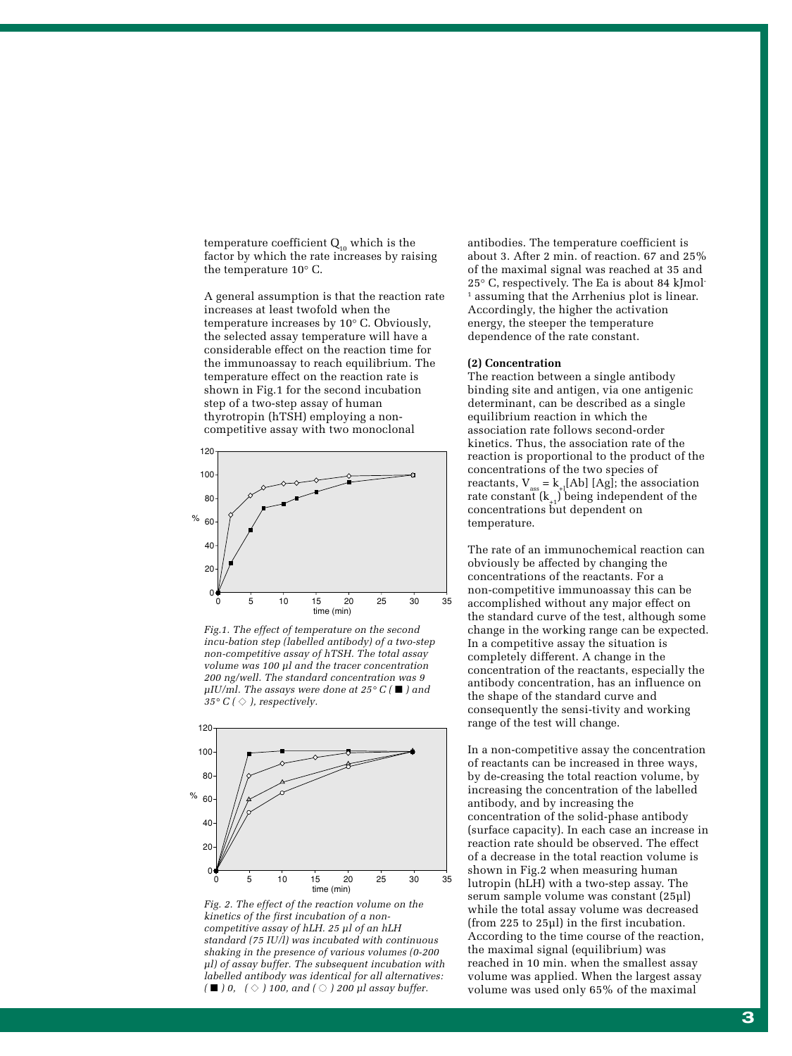temperature coefficient $Q_{10}$ which is the factor by which the rate increases by raising the temperature 10° C.

A general assumption is that the reaction rate increases at least twofold when the temperature increases by 10° C. Obviously, the selected assay temperature will have a considerable effect on the reaction time for the immunoassay to reach equilibrium. The temperature effect on the reaction rate is shown in Fig.1 for the second incubation step of a two-step assay of human thyrotropin (hTSH) employing a non-competitive assay with two monoclonal antibodies. The temperature coefficient is about 3. After 2 min. of reaction. 67 and 25% of the maximal signal was reached at 35 and 25° C, respectively. The Ea is about 84 $kJmol^{-1}$ assuming that the Arrhenius plot is linear. Accordingly, the higher the activation energy, the steeper the temperature dependence of the rate constant.

*Fig.1. The effect of temperature on the second incu-bation step (labelled antibody) of a two-step non-competitive assay of hTSH. The total assay volume was 100 µl and the tracer concentration 200 ng/well. The standard concentration was 9 µIU/ml. The assays were done at 25° C ( ■ ) and 35° C ( ◇ ), respectively.*

*Fig. 2. The effect of the reaction volume on the kinetics of the first incubation of a non-competitive assay of hLH. 25 µl of an hLH standard (75 IU/l) was incubated with continuous shaking in the presence of various volumes (0-200 µl) of assay buffer. The subsequent incubation with labelled antibody was identical for all alternatives: ( ■ ) 0, ( ◇ ) 100, and ( ○ ) 200 µl assay buffer.*

**(2) Concentration**

The reaction between a single antibody binding site and antigen, via one antigenic determinant, can be described as a single equilibrium reaction in which the association rate follows second-order kinetics. Thus, the association rate of the reaction is proportional to the product of the concentrations of the two species of reactants, $V_{ass} = k_{+1}[Ab]\,[Ag]$; the association rate constant ($k_{+1}$) being independent of the concentrations but dependent on temperature.

The rate of an immunochemical reaction can obviously be affected by changing the concentrations of the reactants. For a non-competitive immunoassay this can be accomplished without any major effect on the standard curve of the test, although some change in the working range can be expected. In a competitive assay the situation is completely different. A change in the concentration of the reactants, especially the antibody concentration, has an influence on the shape of the standard curve and consequently the sensi-tivity and working range of the test will change.

In a non-competitive assay the concentration of reactants can be increased in three ways, by de-creasing the total reaction volume, by increasing the concentration of the labelled antibody, and by increasing the concentration of the solid-phase antibody (surface capacity). In each case an increase in reaction rate should be observed. The effect of a decrease in the total reaction volume is shown in Fig.2 when measuring human lutropin (hLH) with a two-step assay. The serum sample volume was constant (25µl) while the total assay volume was decreased (from 225 to 25µl) in the first incubation. According to the time course of the reaction, the maximal signal (equilibrium) was reached in 10 min. when the smallest assay volume was applied. When the largest assay volume was used only 65% of the maximal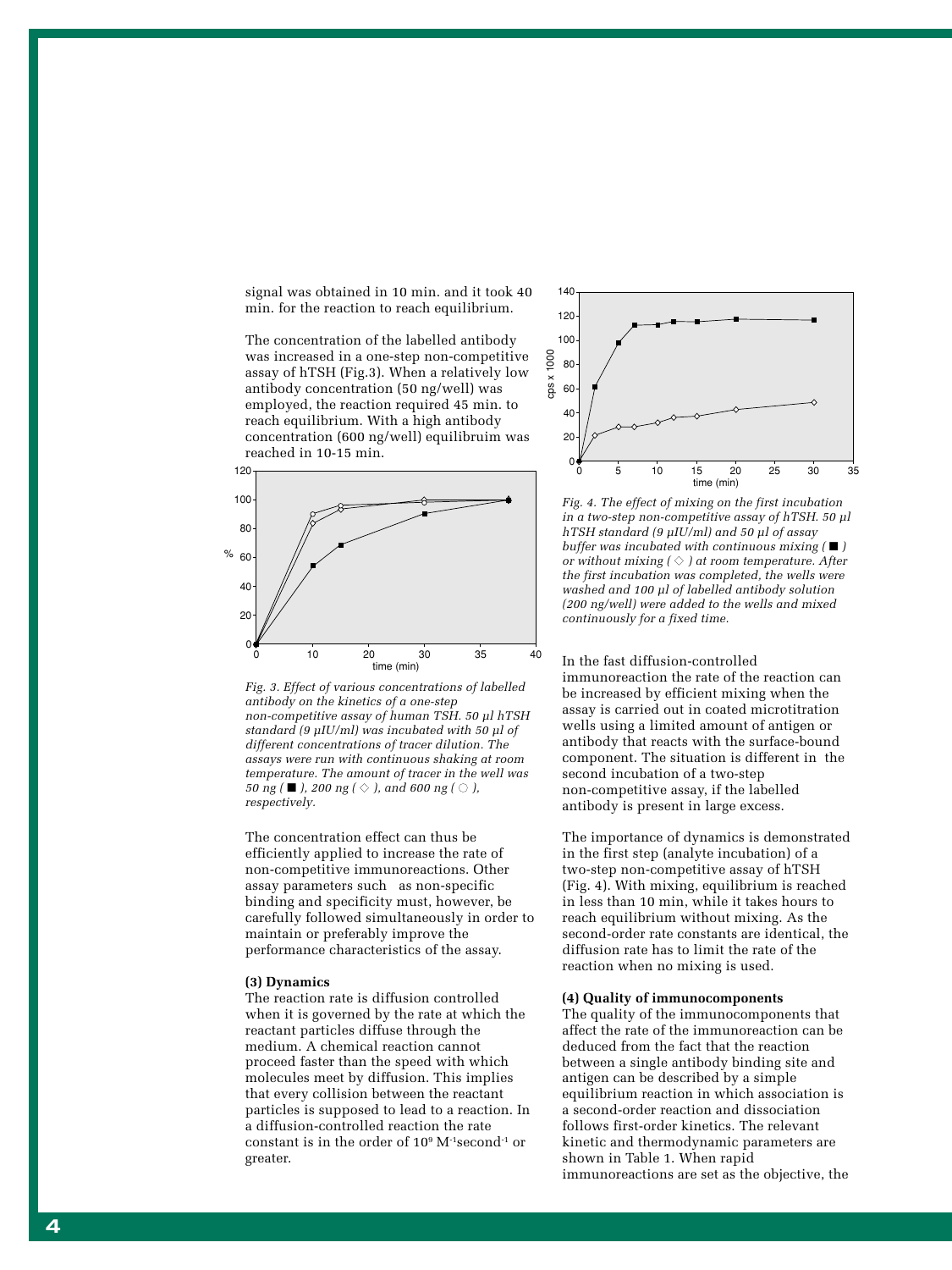signal was obtained in 10 min. and it took 40 min. for the reaction to reach equilibrium.

The concentration of the labelled antibody was increased in a one-step non-competitive assay of hTSH (Fig.3). When a relatively low antibody concentration (50 ng/well) was employed, the reaction required 45 min. to reach equilibrium. With a high antibody concentration (600 ng/well) equilibruim was reached in 10-15 min.

*Fig. 3. Effect of various concentrations of labelled antibody on the kinetics of a one-step non-competitive assay of human TSH. 50 µl hTSH standard (9 µIU/ml) was incubated with 50 µl of different concentrations of tracer dilution. The assays were run with continuous shaking at room temperature. The amount of tracer in the well was 50 ng ( ■ ), 200 ng ( ◇ ), and 600 ng ( ○ ), respectively.*

The concentration effect can thus be efficiently applied to increase the rate of non-competitive immunoreactions. Other assay parameters such as non-specific binding and specificity must, however, be carefully followed simultaneously in order to maintain or preferably improve the performance characteristics of the assay.

**(3) Dynamics**

The reaction rate is diffusion controlled when it is governed by the rate at which the reactant particles diffuse through the medium. A chemical reaction cannot proceed faster than the speed with which molecules meet by diffusion. This implies that every collision between the reactant particles is supposed to lead to a reaction. In a diffusion-controlled reaction the rate constant is in the order of $10^9$ $M^{-1}second^{-1}$ or greater.

*Fig. 4. The effect of mixing on the first incubation in a two-step non-competitive assay of hTSH. 50 µl hTSH standard (9 µIU/ml) and 50 µl of assay buffer was incubated with continuous mixing ( ■ ) or without mixing ( ◇ ) at room temperature. After the first incubation was completed, the wells were washed and 100 µl of labelled antibody solution (200 ng/well) were added to the wells and mixed continuously for a fixed time.*

In the fast diffusion-controlled immunoreaction the rate of the reaction can be increased by efficient mixing when the assay is carried out in coated microtitration wells using a limited amount of antigen or antibody that reacts with the surface-bound component. The situation is different in the second incubation of a two-step non-competitive assay, if the labelled antibody is present in large excess.

The importance of dynamics is demonstrated in the first step (analyte incubation) of a two-step non-competitive assay of hTSH (Fig. 4). With mixing, equilibrium is reached in less than 10 min, while it takes hours to reach equilibrium without mixing. As the second-order rate constants are identical, the diffusion rate has to limit the rate of the reaction when no mixing is used.

**(4) Quality of immunocomponents**

The quality of the immunocomponents that affect the rate of the immunoreaction can be deduced from the fact that the reaction between a single antibody binding site and antigen can be described by a simple equilibrium reaction in which association is a second-order reaction and dissociation follows first-order kinetics. The relevant kinetic and thermodynamic parameters are shown in Table 1. When rapid immunoreactions are set as the objective, the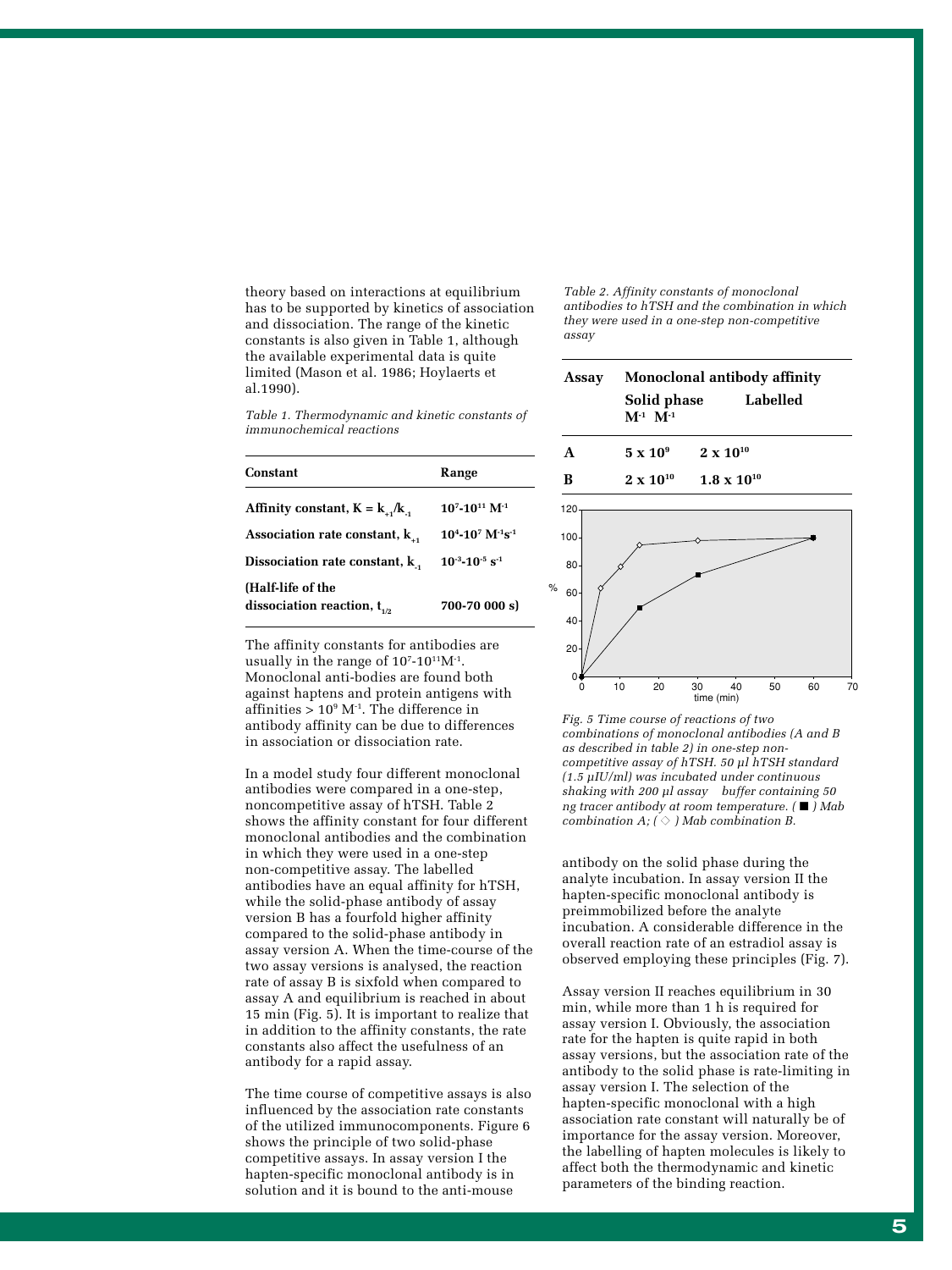theory based on interactions at equilibrium has to be supported by kinetics of association and dissociation. The range of the kinetic constants is also given in Table 1, although the available experimental data is quite limited (Mason et al. 1986; Hoylaerts et al.1990).

*Table 1. Thermodynamic and kinetic constants of immunochemical reactions*

| Constant | Range |
|---|---|
| **Affinity constant, $K = k_{+1}/k_{-1}$** | **$10^7$-$10^{11}$ $M^{-1}$** |
| **Association rate constant, $k_{+1}$** | **$10^4$-$10^7$ $M^{-1}s^{-1}$** |
| **Dissociation rate constant, $k_{-1}$** | **$10^{-3}$-$10^{-5}$ $s^{-1}$** |
| **(Half-life of the dissociation reaction, $t_{1/2}$** | **700-70 000 s)** |

The affinity constants for antibodies are usually in the range of $10^7$-$10^{11}M^{-1}$. Monoclonal anti-bodies are found both against haptens and protein antigens with affinities > $10^9$ $M^{-1}$. The difference in antibody affinity can be due to differences in association or dissociation rate.

In a model study four different monoclonal antibodies were compared in a one-step, noncompetitive assay of hTSH. Table 2 shows the affinity constant for four different monoclonal antibodies and the combination in which they were used in a one-step non-competitive assay. The labelled antibodies have an equal affinity for hTSH, while the solid-phase antibody of assay version B has a fourfold higher affinity compared to the solid-phase antibody in assay version A. When the time-course of the two assay versions is analysed, the reaction rate of assay B is sixfold when compared to assay A and equilibrium is reached in about 15 min (Fig. 5). It is important to realize that in addition to the affinity constants, the rate constants also affect the usefulness of an antibody for a rapid assay.

The time course of competitive assays is also influenced by the association rate constants of the utilized immunocomponents. Figure 6 shows the principle of two solid-phase competitive assays. In assay version I the hapten-specific monoclonal antibody is in solution and it is bound to the anti-mouse antibody on the solid phase during the analyte incubation. In assay version II the hapten-specific monoclonal antibody is preimmobilized before the analyte incubation. A considerable difference in the overall reaction rate of an estradiol assay is observed employing these principles (Fig. 7).

*Table 2. Affinity constants of monoclonal antibodies to hTSH and the combination in which they were used in a one-step non-competitive assay*

| Assay | Monoclonal antibody affinity | |
|---|---|---|
| | Solid phase $M^{-1}$ | Labelled $M^{-1}$ |
| **A** | **$5 \times 10^9$** | **$2 \times 10^{10}$** |
| **B** | **$2 \times 10^{10}$** | **$1.8 \times 10^{10}$** |

*Fig. 5 Time course of reactions of two combinations of monoclonal antibodies (A and B as described in table 2) in one-step non-competitive assay of hTSH. 50 µl hTSH standard (1.5 µIU/ml) was incubated under continuous shaking with 200 µl assay buffer containing 50 ng tracer antibody at room temperature. ( ■ ) Mab combination A; ( ◇ ) Mab combination B.*

Assay version II reaches equilibrium in 30 min, while more than 1 h is required for assay version I. Obviously, the association rate for the hapten is quite rapid in both assay versions, but the association rate of the antibody to the solid phase is rate-limiting in assay version I. The selection of the hapten-specific monoclonal with a high association rate constant will naturally be of importance for the assay version. Moreover, the labelling of hapten molecules is likely to affect both the thermodynamic and kinetic parameters of the binding reaction.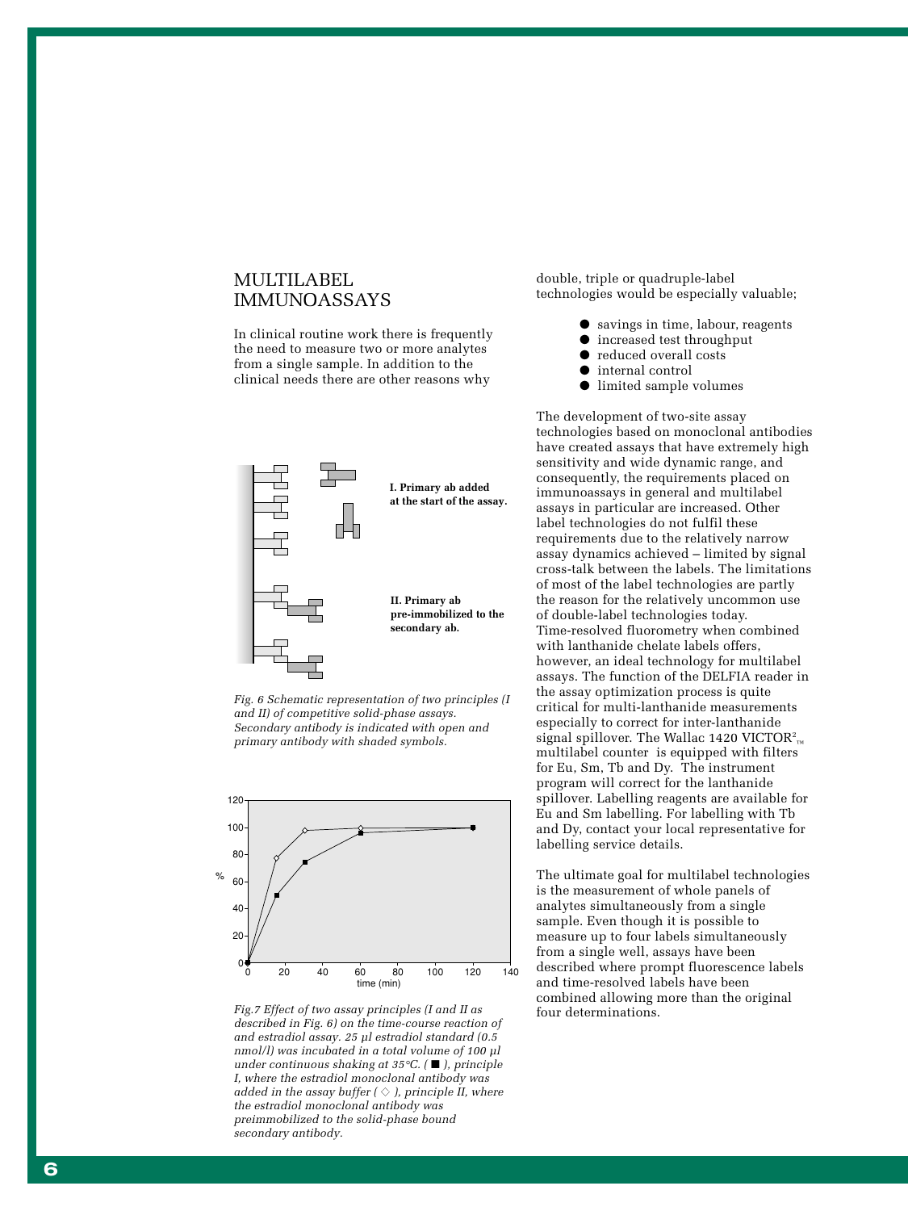## MULTILABEL IMMUNOASSAYS

In clinical routine work there is frequently the need to measure two or more analytes from a single sample. In addition to the clinical needs there are other reasons why double, triple or quadruple-label technologies would be especially valuable;

- savings in time, labour, reagents
- increased test throughput
- reduced overall costs
- internal control
- limited sample volumes

**I. Primary ab added at the start of the assay.**

**II. Primary ab pre-immobilized to the secondary ab.**

*Fig. 6 Schematic representation of two principles (I and II) of competitive solid-phase assays. Secondary antibody is indicated with open and primary antibody with shaded symbols.*

*Fig.7 Effect of two assay principles (I and II as described in Fig. 6) on the time-course reaction of and estradiol assay. 25 µl estradiol standard (0.5 nmol/l) was incubated in a total volume of 100 µl under continuous shaking at 35°C. ( ■ ), principle I, where the estradiol monoclonal antibody was added in the assay buffer ( ◇ ), principle II, where the estradiol monoclonal antibody was preimmobilized to the solid-phase bound secondary antibody.*

The development of two-site assay technologies based on monoclonal antibodies have created assays that have extremely high sensitivity and wide dynamic range, and consequently, the requirements placed on immunoassays in general and multilabel assays in particular are increased. Other label technologies do not fulfil these requirements due to the relatively narrow assay dynamics achieved – limited by signal cross-talk between the labels. The limitations of most of the label technologies are partly the reason for the relatively uncommon use of double-label technologies today. Time-resolved fluorometry when combined with lanthanide chelate labels offers, however, an ideal technology for multilabel assays. The function of the DELFIA reader in the assay optimization process is quite critical for multi-lanthanide measurements especially to correct for inter-lanthanide signal spillover. The Wallac 1420 VICTOR²™ multilabel counter is equipped with filters for Eu, Sm, Tb and Dy. The instrument program will correct for the lanthanide spillover. Labelling reagents are available for Eu and Sm labelling. For labelling with Tb and Dy, contact your local representative for labelling service details.

The ultimate goal for multilabel technologies is the measurement of whole panels of analytes simultaneously from a single sample. Even though it is possible to measure up to four labels simultaneously from a single well, assays have been described where prompt fluorescence labels and time-resolved labels have been combined allowing more than the original four determinations.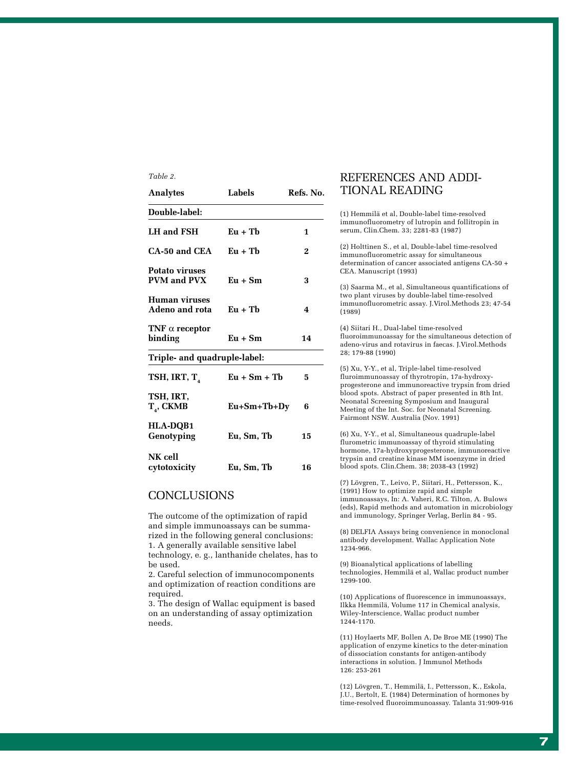*Table 2.*

| Analytes | Labels | Refs. No. |
|---|---|---|
| **Double-label:** | | |
| **LH and FSH** | **Eu + Tb** | **1** |
| **CA-50 and CEA** | **Eu + Tb** | **2** |
| **Potato viruses PVM and PVX** | **Eu + Sm** | **3** |
| **Human viruses Adeno and rota** | **Eu + Tb** | **4** |
| **TNF α receptor binding** | **Eu + Sm** | **14** |
| **Triple- and quadruple-label:** | | |
| **TSH, IRT, $T_4$** | **Eu + Sm + Tb** | **5** |
| **TSH, IRT, $T_4$, CKMB** | **Eu+Sm+Tb+Dy** | **6** |
| **HLA-DQB1 Genotyping** | **Eu, Sm, Tb** | **15** |
| **NK cell cytotoxicity** | **Eu, Sm, Tb** | **16** |

## CONCLUSIONS

The outcome of the optimization of rapid and simple immunoassays can be summarized in the following general conclusions:
1. A generally available sensitive label technology, e. g., lanthanide chelates, has to be used.
2. Careful selection of immunocomponents and optimization of reaction conditions are required.
3. The design of Wallac equipment is based on an understanding of assay optimization needs.

## REFERENCES AND ADDITIONAL READING

(1) Hemmilä et al, Double-label time-resolved immunofluorometry of lutropin and follitropin in serum, Clin.Chem. 33; 2281-83 (1987)

(2) Holttinen S., et al, Double-label time-resolved immunofluorometric assay for simultaneous determination of cancer associated antigens CA-50 + CEA. Manuscript (1993)

(3) Saarma M., et al, Simultaneous quantifications of two plant viruses by double-label time-resolved immunofluorometric assay. J.Virol.Methods 23; 47-54 (1989)

(4) Siitari H., Dual-label time-resolved fluoroimmunoassay for the simultaneous detection of adeno-virus and rotavirus in faecas. J.Virol.Methods 28; 179-88 (1990)

(5) Xu, Y-Y., et al, Triple-label time-resolved fluroimmunoassay of thyrotropin, 17a-hydroxy-progesterone and immunoreactive trypsin from dried blood spots. Abstract of paper presented in 8th Int. Neonatal Screening Symposium and Inaugural Meeting of the Int. Soc. for Neonatal Screening. Fairmont NSW. Australia (Nov. 1991)

(6) Xu, Y-Y., et al, Simultaneous quadruple-label flurometric immunoassay of thyroid stimulating hormone, 17a-hydroxyprogesterone, immunoreactive trypsin and creatine kinase MM isoenzyme in dried blood spots. Clin.Chem. 38; 2038-43 (1992)

(7) Lövgren, T., Leivo, P., Siitari, H., Pettersson, K., (1991) How to optimize rapid and simple immunoassays, In: A. Vaheri, R.C. Tilton, A. Bulows (eds), Rapid methods and automation in microbiology and immunology, Springer Verlag, Berlin 84 - 95.

(8) DELFIA Assays bring convenience in monoclonal antibody development. Wallac Application Note 1234-966.

(9) Bioanalytical applications of labelling technologies, Hemmilä et al, Wallac product number 1299-100.

(10) Applications of fluorescence in immunoassays, Ilkka Hemmilä, Volume 117 in Chemical analysis, Wiley-Interscience, Wallac product number 1244-1170.

(11) Hoylaerts MF, Bollen A, De Broe ME (1990) The application of enzyme kinetics to the deter-mination of dissociation constants for antigen-antibody interactions in solution. J Immunol Methods 126: 253-261

(12) Lövgren, T., Hemmilä, I., Pettersson, K., Eskola, J.U., Bertolt, E. (1984) Determination of hormones by time-resolved fluoroimmunoassay. Talanta 31:909-916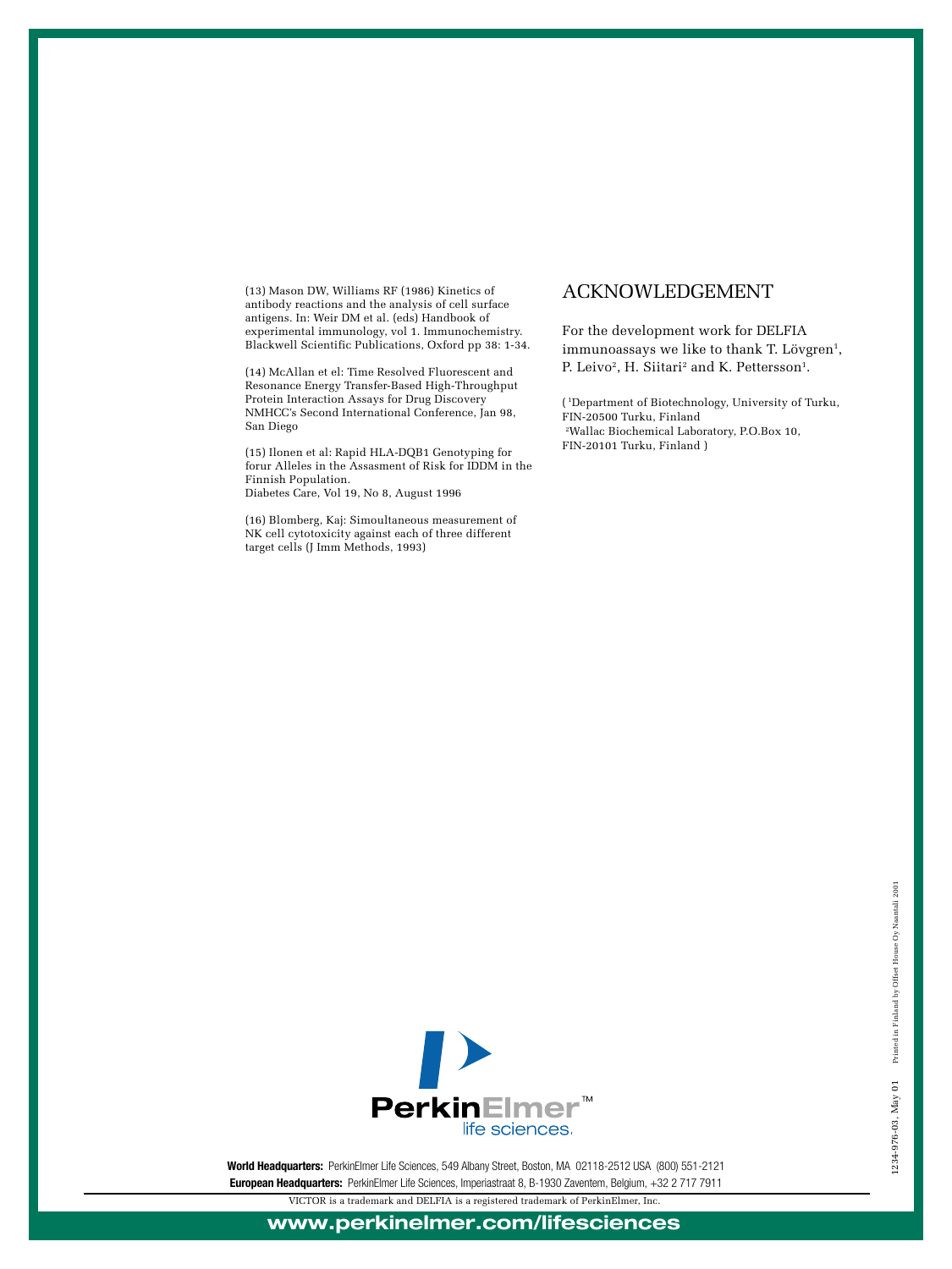(13) Mason DW, Williams RF (1986) Kinetics of antibody reactions and the analysis of cell surface antigens. In: Weir DM et al. (eds) Handbook of experimental immunology, vol 1. Immunochemistry. Blackwell Scientific Publications, Oxford pp 38: 1-34.

(14) McAllan et el: Time Resolved Fluorescent and Resonance Energy Transfer-Based High-Throughput Protein Interaction Assays for Drug Discovery NMHCC's Second International Conference, Jan 98, San Diego

(15) Ilonen et al: Rapid HLA-DQB1 Genotyping for forur Alleles in the Assasment of Risk for IDDM in the Finnish Population.
Diabetes Care, Vol 19, No 8, August 1996

(16) Blomberg, Kaj: Simoultaneous measurement of NK cell cytotoxicity against each of three different target cells (J Imm Methods, 1993)

## ACKNOWLEDGEMENT

For the development work for DELFIA immunoassays we like to thank T. Lövgren[1], P. Leivo[2], H. Siitari[2] and K. Pettersson[1].

( [1]Department of Biotechnology, University of Turku, FIN-20500 Turku, Finland
[2]Wallac Biochemical Laboratory, P.O.Box 10, FIN-20101 Turku, Finland )

PerkinElmer™ life sciences

**World Headquarters:** PerkinElmer Life Sciences, 549 Albany Street, Boston, MA 02118-2512 USA (800) 551-2121

**European Headquarters:** PerkinElmer Life Sciences, Imperiastraat 8, B-1930 Zaventem, Belgium, +32 2 717 7911

VICTOR is a trademark and DELFIA is a registered trademark of PerkinElmer, Inc.

**www.perkinelmer.com/lifesciences**

1234-976-03, May 01 Printed in Finland by Offset House Oy Naantali 2001